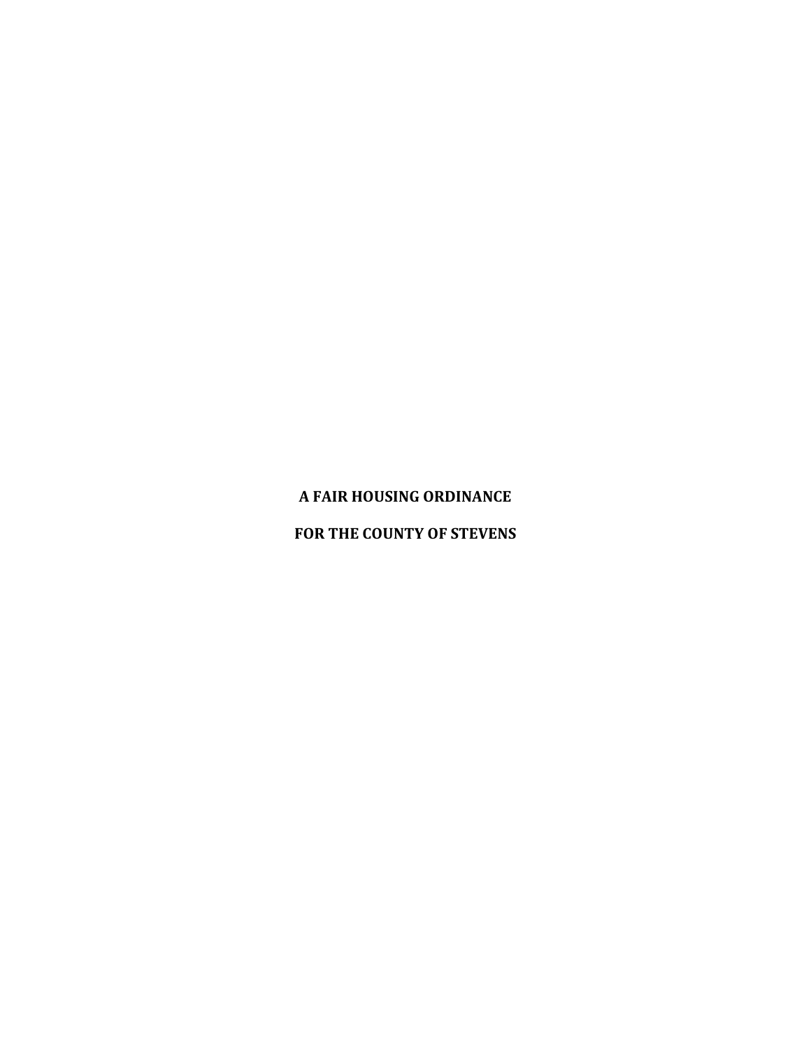# A FAIR HOUSING ORDINANCE

# FOR THE COUNTY OF STEVENS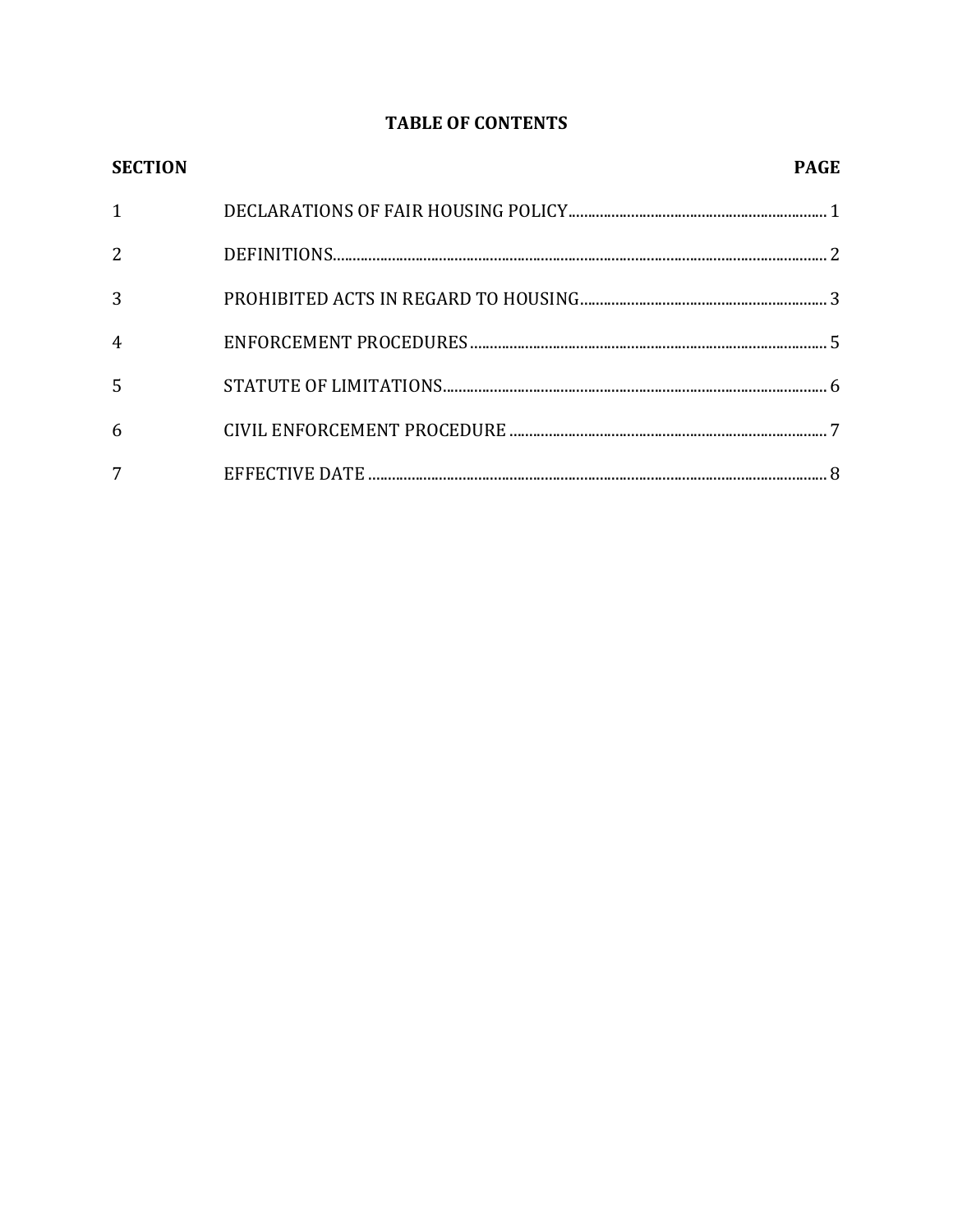# TABLE OF CONTENTS

| SECTION | | PAGE |
|---|---|---|
| 1 | DECLARATIONS OF FAIR HOUSING POLICY | 1 |
| 2 | DEFINITIONS | 2 |
| 3 | PROHIBITED ACTS IN REGARD TO HOUSING | 3 |
| 4 | ENFORCEMENT PROCEDURES | 5 |
| 5 | STATUTE OF LIMITATIONS | 6 |
| 6 | CIVIL ENFORCEMENT PROCEDURE | 7 |
| 7 | EFFECTIVE DATE | 8 |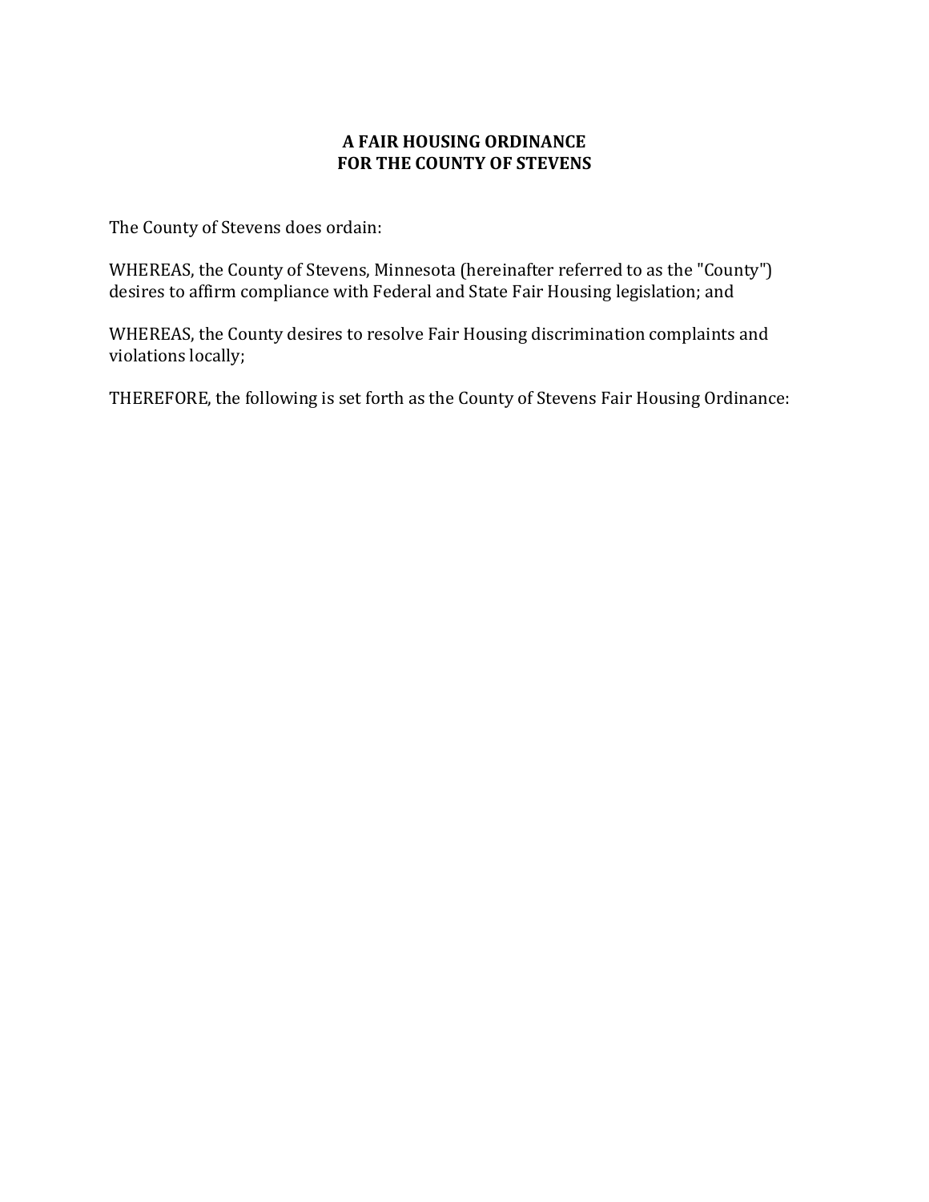**A FAIR HOUSING ORDINANCE**
**FOR THE COUNTY OF STEVENS**

The County of Stevens does ordain:

WHEREAS, the County of Stevens, Minnesota (hereinafter referred to as the "County") desires to affirm compliance with Federal and State Fair Housing legislation; and

WHEREAS, the County desires to resolve Fair Housing discrimination complaints and violations locally;

THEREFORE, the following is set forth as the County of Stevens Fair Housing Ordinance: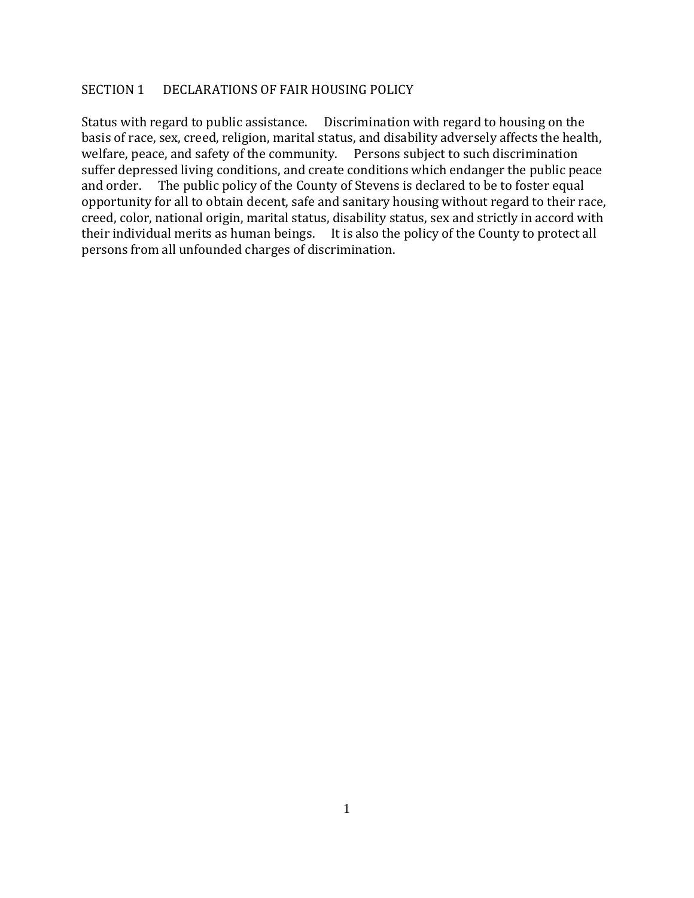## SECTION 1 DECLARATIONS OF FAIR HOUSING POLICY

Status with regard to public assistance. Discrimination with regard to housing on the basis of race, sex, creed, religion, marital status, and disability adversely affects the health, welfare, peace, and safety of the community. Persons subject to such discrimination suffer depressed living conditions, and create conditions which endanger the public peace and order. The public policy of the County of Stevens is declared to be to foster equal opportunity for all to obtain decent, safe and sanitary housing without regard to their race, creed, color, national origin, marital status, disability status, sex and strictly in accord with their individual merits as human beings. It is also the policy of the County to protect all persons from all unfounded charges of discrimination.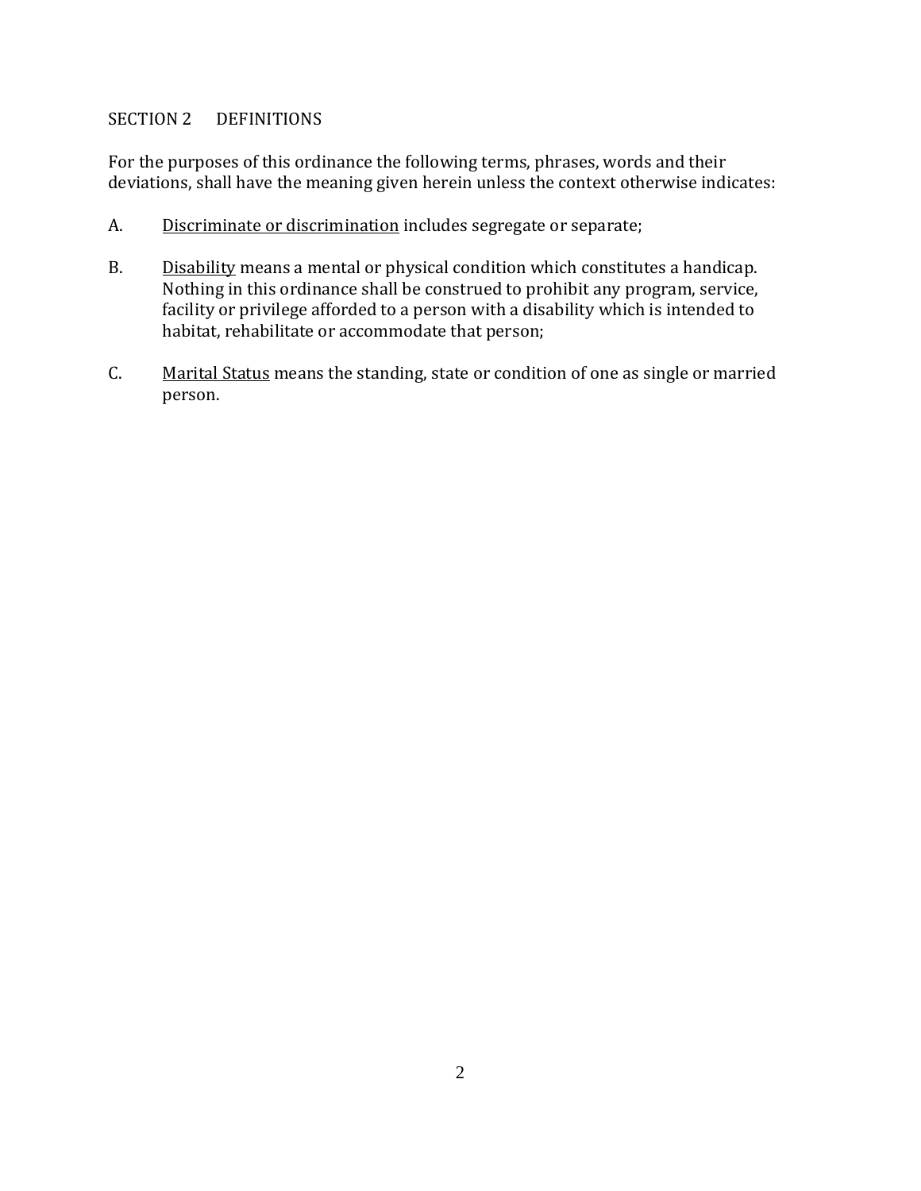## SECTION 2 DEFINITIONS

For the purposes of this ordinance the following terms, phrases, words and their deviations, shall have the meaning given herein unless the context otherwise indicates:

A. <u>Discriminate or discrimination</u> includes segregate or separate;

B. <u>Disability</u> means a mental or physical condition which constitutes a handicap. Nothing in this ordinance shall be construed to prohibit any program, service, facility or privilege afforded to a person with a disability which is intended to habitat, rehabilitate or accommodate that person;

C. <u>Marital Status</u> means the standing, state or condition of one as single or married person.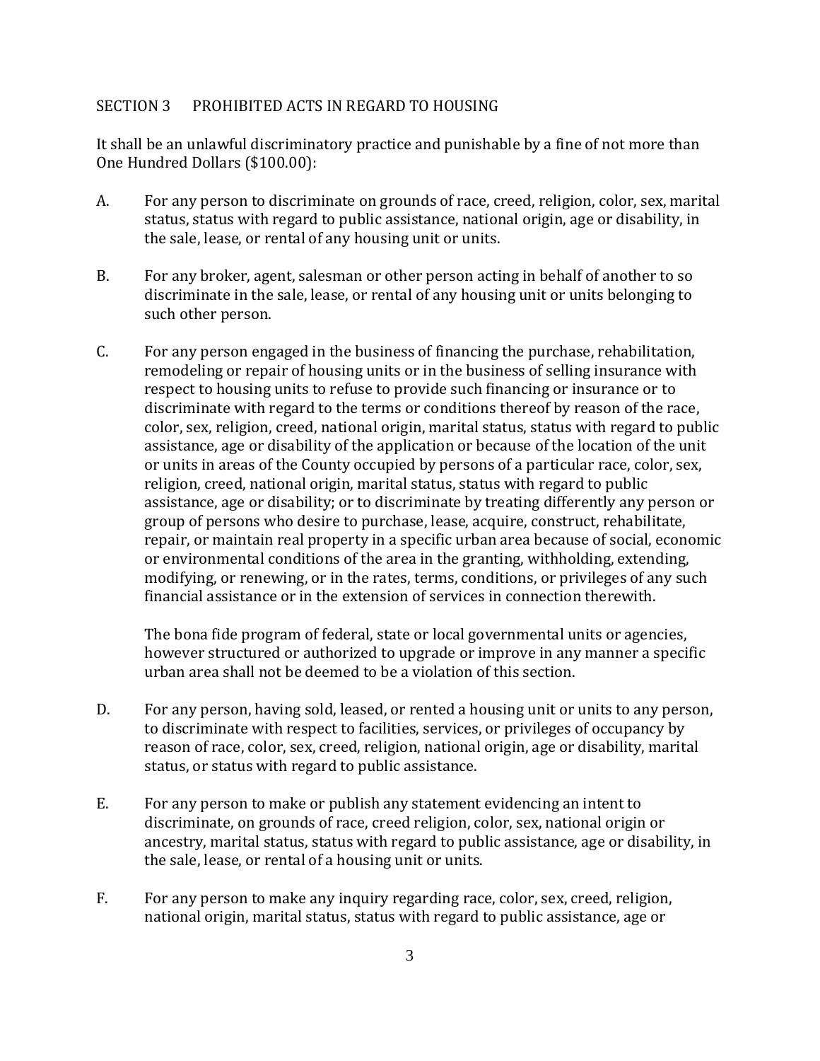## SECTION 3 PROHIBITED ACTS IN REGARD TO HOUSING

It shall be an unlawful discriminatory practice and punishable by a fine of not more than One Hundred Dollars ($100.00):

A. For any person to discriminate on grounds of race, creed, religion, color, sex, marital status, status with regard to public assistance, national origin, age or disability, in the sale, lease, or rental of any housing unit or units.

B. For any broker, agent, salesman or other person acting in behalf of another to so discriminate in the sale, lease, or rental of any housing unit or units belonging to such other person.

C. For any person engaged in the business of financing the purchase, rehabilitation, remodeling or repair of housing units or in the business of selling insurance with respect to housing units to refuse to provide such financing or insurance or to discriminate with regard to the terms or conditions thereof by reason of the race, color, sex, religion, creed, national origin, marital status, status with regard to public assistance, age or disability of the application or because of the location of the unit or units in areas of the County occupied by persons of a particular race, color, sex, religion, creed, national origin, marital status, status with regard to public assistance, age or disability; or to discriminate by treating differently any person or group of persons who desire to purchase, lease, acquire, construct, rehabilitate, repair, or maintain real property in a specific urban area because of social, economic or environmental conditions of the area in the granting, withholding, extending, modifying, or renewing, or in the rates, terms, conditions, or privileges of any such financial assistance or in the extension of services in connection therewith.

   The bona fide program of federal, state or local governmental units or agencies, however structured or authorized to upgrade or improve in any manner a specific urban area shall not be deemed to be a violation of this section.

D. For any person, having sold, leased, or rented a housing unit or units to any person, to discriminate with respect to facilities, services, or privileges of occupancy by reason of race, color, sex, creed, religion, national origin, age or disability, marital status, or status with regard to public assistance.

E. For any person to make or publish any statement evidencing an intent to discriminate, on grounds of race, creed religion, color, sex, national origin or ancestry, marital status, status with regard to public assistance, age or disability, in the sale, lease, or rental of a housing unit or units.

F. For any person to make any inquiry regarding race, color, sex, creed, religion, national origin, marital status, status with regard to public assistance, age or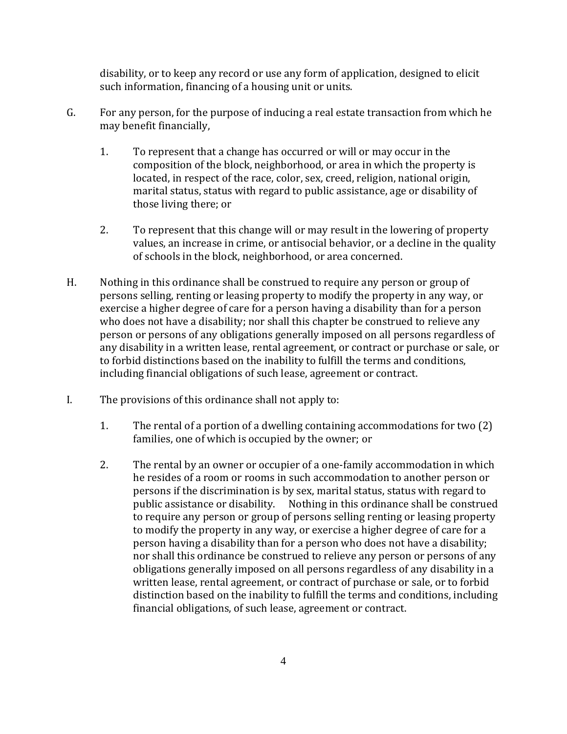disability, or to keep any record or use any form of application, designed to elicit such information, financing of a housing unit or units.

G. For any person, for the purpose of inducing a real estate transaction from which he may benefit financially,

   1. To represent that a change has occurred or will or may occur in the composition of the block, neighborhood, or area in which the property is located, in respect of the race, color, sex, creed, religion, national origin, marital status, status with regard to public assistance, age or disability of those living there; or

   2. To represent that this change will or may result in the lowering of property values, an increase in crime, or antisocial behavior, or a decline in the quality of schools in the block, neighborhood, or area concerned.

H. Nothing in this ordinance shall be construed to require any person or group of persons selling, renting or leasing property to modify the property in any way, or exercise a higher degree of care for a person having a disability than for a person who does not have a disability; nor shall this chapter be construed to relieve any person or persons of any obligations generally imposed on all persons regardless of any disability in a written lease, rental agreement, or contract or purchase or sale, or to forbid distinctions based on the inability to fulfill the terms and conditions, including financial obligations of such lease, agreement or contract.

I. The provisions of this ordinance shall not apply to:

   1. The rental of a portion of a dwelling containing accommodations for two (2) families, one of which is occupied by the owner; or

   2. The rental by an owner or occupier of a one-family accommodation in which he resides of a room or rooms in such accommodation to another person or persons if the discrimination is by sex, marital status, status with regard to public assistance or disability. Nothing in this ordinance shall be construed to require any person or group of persons selling renting or leasing property to modify the property in any way, or exercise a higher degree of care for a person having a disability than for a person who does not have a disability; nor shall this ordinance be construed to relieve any person or persons of any obligations generally imposed on all persons regardless of any disability in a written lease, rental agreement, or contract of purchase or sale, or to forbid distinction based on the inability to fulfill the terms and conditions, including financial obligations, of such lease, agreement or contract.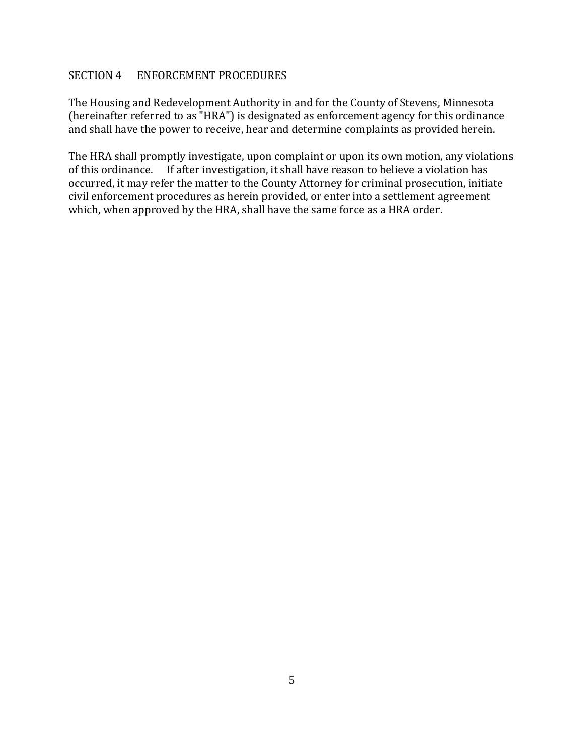## SECTION 4 ENFORCEMENT PROCEDURES

The Housing and Redevelopment Authority in and for the County of Stevens, Minnesota (hereinafter referred to as "HRA") is designated as enforcement agency for this ordinance and shall have the power to receive, hear and determine complaints as provided herein.

The HRA shall promptly investigate, upon complaint or upon its own motion, any violations of this ordinance. If after investigation, it shall have reason to believe a violation has occurred, it may refer the matter to the County Attorney for criminal prosecution, initiate civil enforcement procedures as herein provided, or enter into a settlement agreement which, when approved by the HRA, shall have the same force as a HRA order.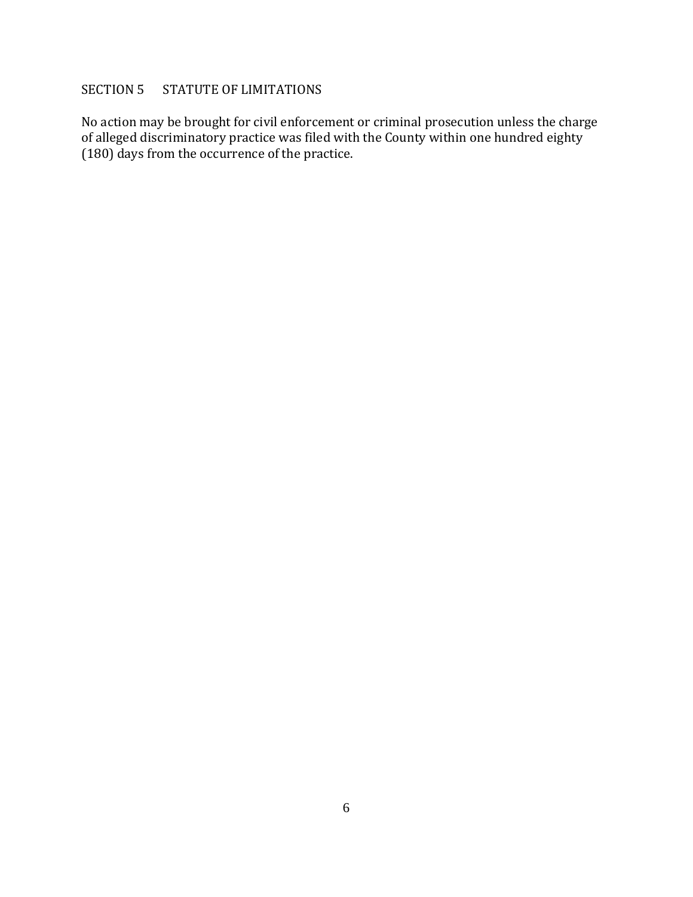## SECTION 5 STATUTE OF LIMITATIONS

No action may be brought for civil enforcement or criminal prosecution unless the charge of alleged discriminatory practice was filed with the County within one hundred eighty (180) days from the occurrence of the practice.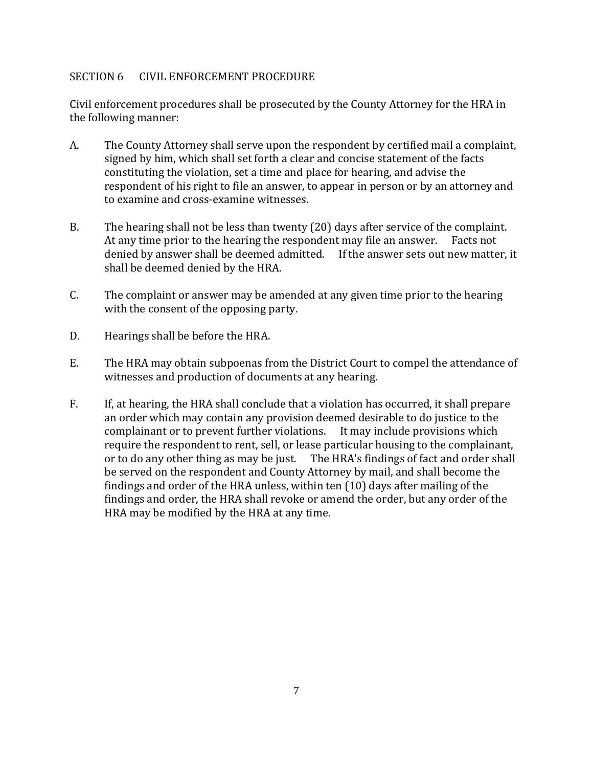## SECTION 6 CIVIL ENFORCEMENT PROCEDURE

Civil enforcement procedures shall be prosecuted by the County Attorney for the HRA in the following manner:

A. The County Attorney shall serve upon the respondent by certified mail a complaint, signed by him, which shall set forth a clear and concise statement of the facts constituting the violation, set a time and place for hearing, and advise the respondent of his right to file an answer, to appear in person or by an attorney and to examine and cross-examine witnesses.

B. The hearing shall not be less than twenty (20) days after service of the complaint. At any time prior to the hearing the respondent may file an answer. Facts not denied by answer shall be deemed admitted. If the answer sets out new matter, it shall be deemed denied by the HRA.

C. The complaint or answer may be amended at any given time prior to the hearing with the consent of the opposing party.

D. Hearings shall be before the HRA.

E. The HRA may obtain subpoenas from the District Court to compel the attendance of witnesses and production of documents at any hearing.

F. If, at hearing, the HRA shall conclude that a violation has occurred, it shall prepare an order which may contain any provision deemed desirable to do justice to the complainant or to prevent further violations. It may include provisions which require the respondent to rent, sell, or lease particular housing to the complainant, or to do any other thing as may be just. The HRA's findings of fact and order shall be served on the respondent and County Attorney by mail, and shall become the findings and order of the HRA unless, within ten (10) days after mailing of the findings and order, the HRA shall revoke or amend the order, but any order of the HRA may be modified by the HRA at any time.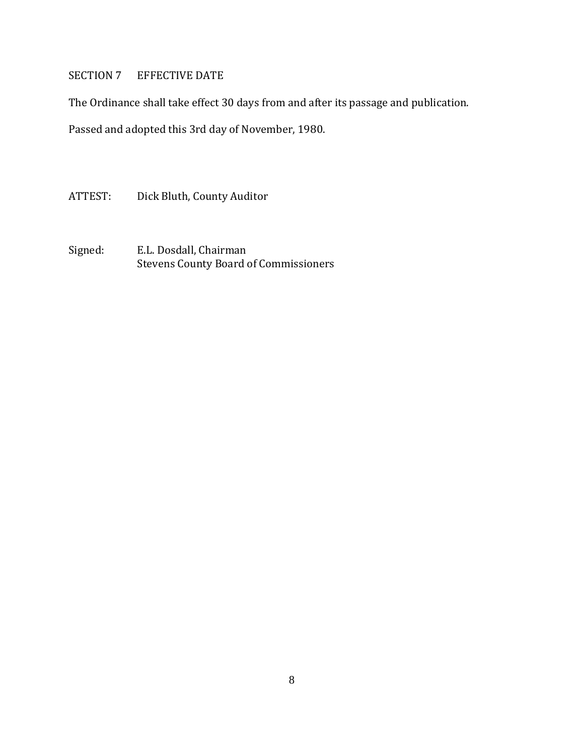## SECTION 7 EFFECTIVE DATE

The Ordinance shall take effect 30 days from and after its passage and publication.

Passed and adopted this 3rd day of November, 1980.

ATTEST: Dick Bluth, County Auditor

Signed: E.L. Dosdall, Chairman
Stevens County Board of Commissioners